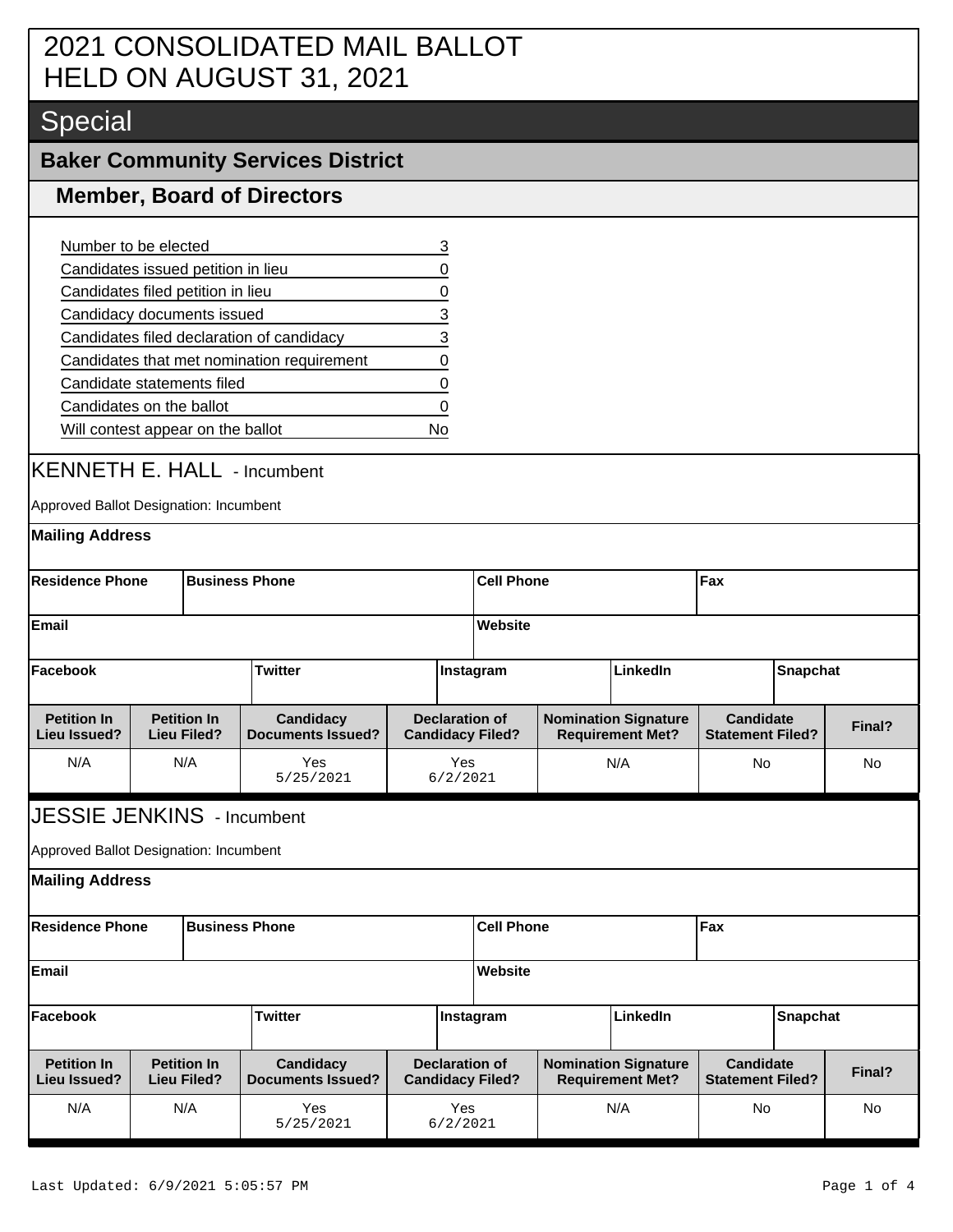# 2021 CONSOLIDATED MAIL BALLOT HELD ON AUGUST 31, 2021

## Special

### Baker Community Services District

#### Member, Board of Directors

| | |
|---|---|
| Number to be elected | 3 |
| Candidates issued petition in lieu | 0 |
| Candidates filed petition in lieu | 0 |
| Candidacy documents issued | 3 |
| Candidates filed declaration of candidacy | 3 |
| Candidates that met nomination requirement | 0 |
| Candidate statements filed | 0 |
| Candidates on the ballot | 0 |
| Will contest appear on the ballot | No |

## KENNETH E. HALL - Incumbent

Approved Ballot Designation: Incumbent

**Mailing Address**

| Residence Phone | Business Phone | Cell Phone | Fax |
|---|---|---|---|
| | | | |

| Email | Website |
|---|---|
| | |

| Facebook | Twitter | Instagram | LinkedIn | Snapchat |
|---|---|---|---|---|
| | | | | |

| Petition In Lieu Issued? | Petition In Lieu Filed? | Candidacy Documents Issued? | Declaration of Candidacy Filed? | Nomination Signature Requirement Met? | Candidate Statement Filed? | Final? |
|---|---|---|---|---|---|---|
| N/A | N/A | Yes 5/25/2021 | Yes 6/2/2021 | N/A | No | No |

## JESSIE JENKINS - Incumbent

Approved Ballot Designation: Incumbent

**Mailing Address**

| Residence Phone | Business Phone | Cell Phone | Fax |
|---|---|---|---|
| | | | |

| Email | Website |
|---|---|
| | |

| Facebook | Twitter | Instagram | LinkedIn | Snapchat |
|---|---|---|---|---|
| | | | | |

| Petition In Lieu Issued? | Petition In Lieu Filed? | Candidacy Documents Issued? | Declaration of Candidacy Filed? | Nomination Signature Requirement Met? | Candidate Statement Filed? | Final? |
|---|---|---|---|---|---|---|
| N/A | N/A | Yes 5/25/2021 | Yes 6/2/2021 | N/A | No | No |

Last Updated: 6/9/2021 5:05:57 PM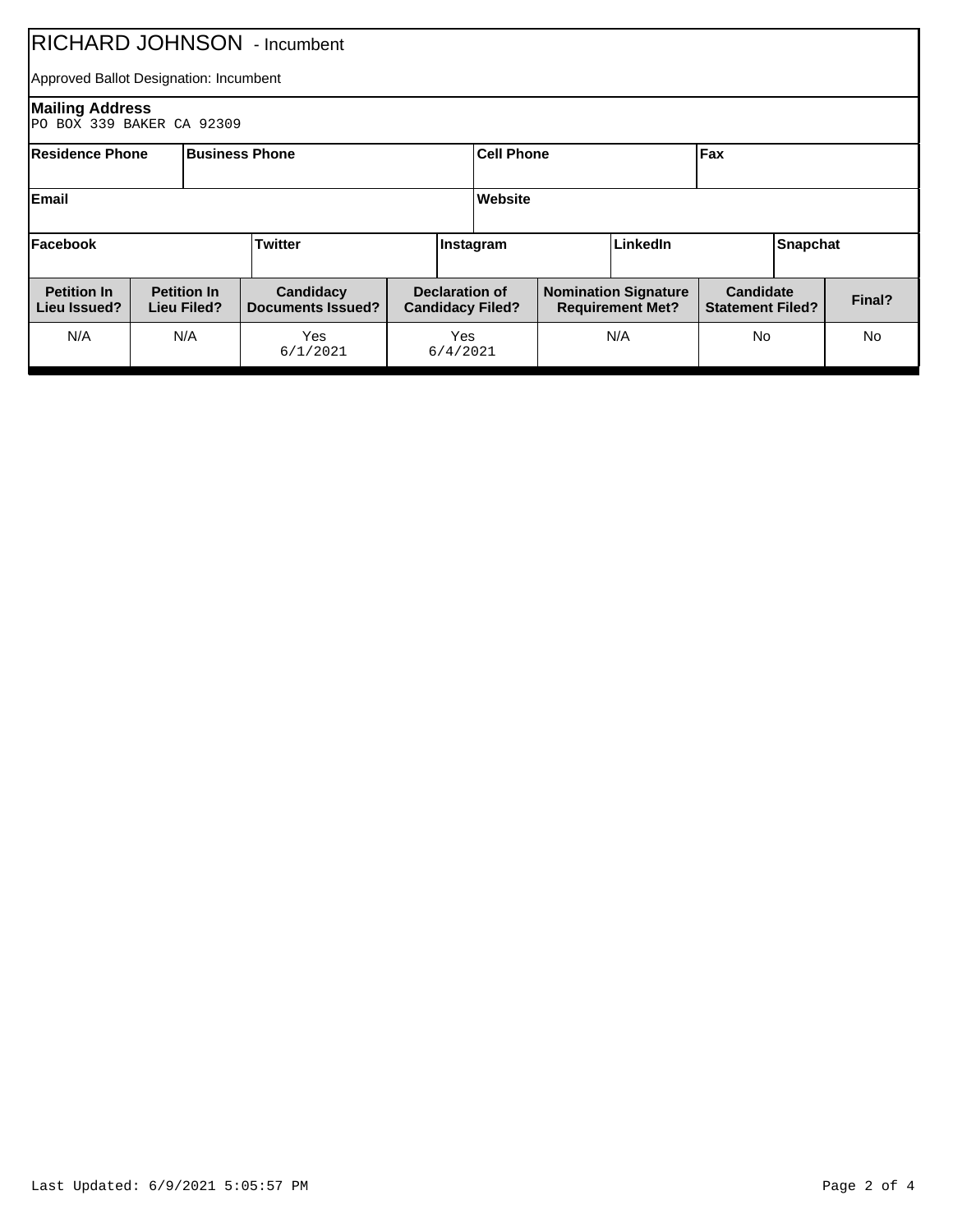# RICHARD JOHNSON - Incumbent

Approved Ballot Designation: Incumbent

**Mailing Address**
PO BOX 339 BAKER CA 92309

| Residence Phone | Business Phone | Cell Phone | Fax |
| --- | --- | --- | --- |
| | | | |

| Email | Website |
| --- | --- |
| | |

| Facebook | Twitter | Instagram | LinkedIn | Snapchat |
| --- | --- | --- | --- | --- |
| | | | | |

| Petition In Lieu Issued? | Petition In Lieu Filed? | Candidacy Documents Issued? | Declaration of Candidacy Filed? | Nomination Signature Requirement Met? | Candidate Statement Filed? | Final? |
| --- | --- | --- | --- | --- | --- | --- |
| N/A | N/A | Yes 6/1/2021 | Yes 6/4/2021 | N/A | No | No |

Last Updated: 6/9/2021 5:05:57 PM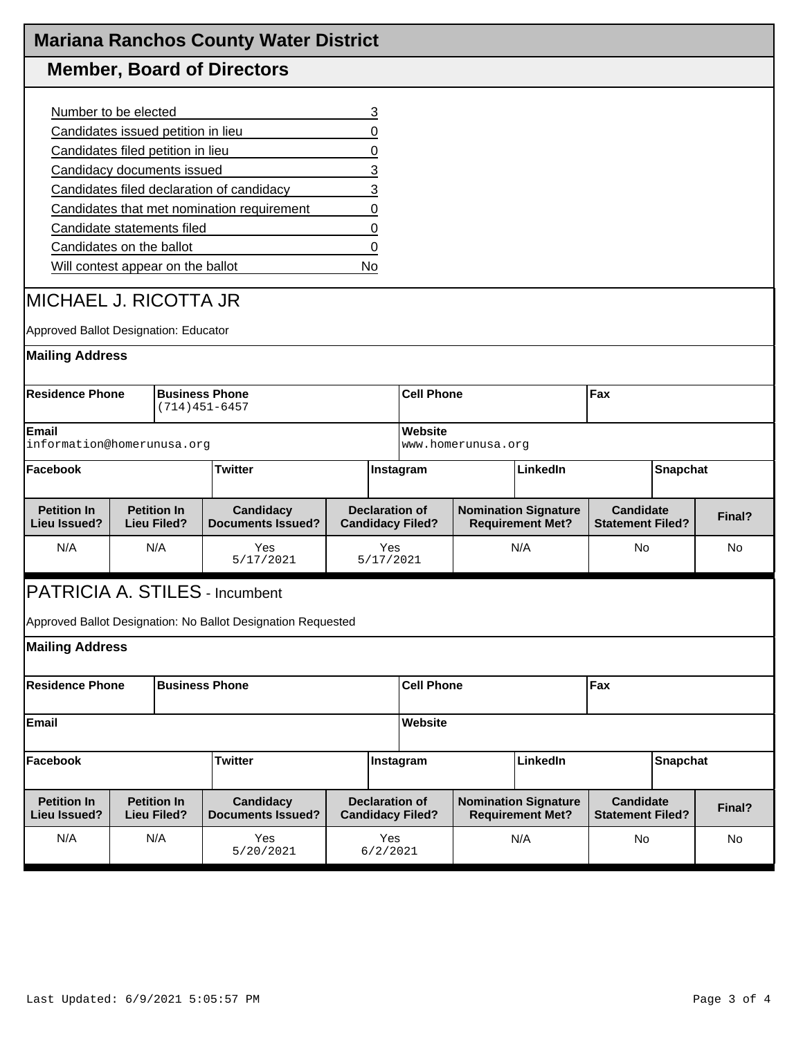# Mariana Ranchos County Water District

## Member, Board of Directors

| | |
|---|---|
| Number to be elected | 3 |
| Candidates issued petition in lieu | 0 |
| Candidates filed petition in lieu | 0 |
| Candidacy documents issued | 3 |
| Candidates filed declaration of candidacy | 3 |
| Candidates that met nomination requirement | 0 |
| Candidate statements filed | 0 |
| Candidates on the ballot | 0 |
| Will contest appear on the ballot | No |

### MICHAEL J. RICOTTA JR

Approved Ballot Designation: Educator

**Mailing Address**

| Residence Phone | Business Phone | Cell Phone | Fax |
|---|---|---|---|
| | (714)451-6457 | | |

| Email | Website |
|---|---|
| information@homerunusa.org | www.homerunusa.org |

| Facebook | Twitter | Instagram | LinkedIn | Snapchat |
|---|---|---|---|---|
| | | | | |

| Petition In Lieu Issued? | Petition In Lieu Filed? | Candidacy Documents Issued? | Declaration of Candidacy Filed? | Nomination Signature Requirement Met? | Candidate Statement Filed? | Final? |
|---|---|---|---|---|---|---|
| N/A | N/A | Yes 5/17/2021 | Yes 5/17/2021 | N/A | No | No |

### PATRICIA A. STILES - Incumbent

Approved Ballot Designation: No Ballot Designation Requested

**Mailing Address**

| Residence Phone | Business Phone | Cell Phone | Fax |
|---|---|---|---|
| | | | |

| Email | Website |
|---|---|
| | |

| Facebook | Twitter | Instagram | LinkedIn | Snapchat |
|---|---|---|---|---|
| | | | | |

| Petition In Lieu Issued? | Petition In Lieu Filed? | Candidacy Documents Issued? | Declaration of Candidacy Filed? | Nomination Signature Requirement Met? | Candidate Statement Filed? | Final? |
|---|---|---|---|---|---|---|
| N/A | N/A | Yes 5/20/2021 | Yes 6/2/2021 | N/A | No | No |

Last Updated: 6/9/2021 5:05:57 PM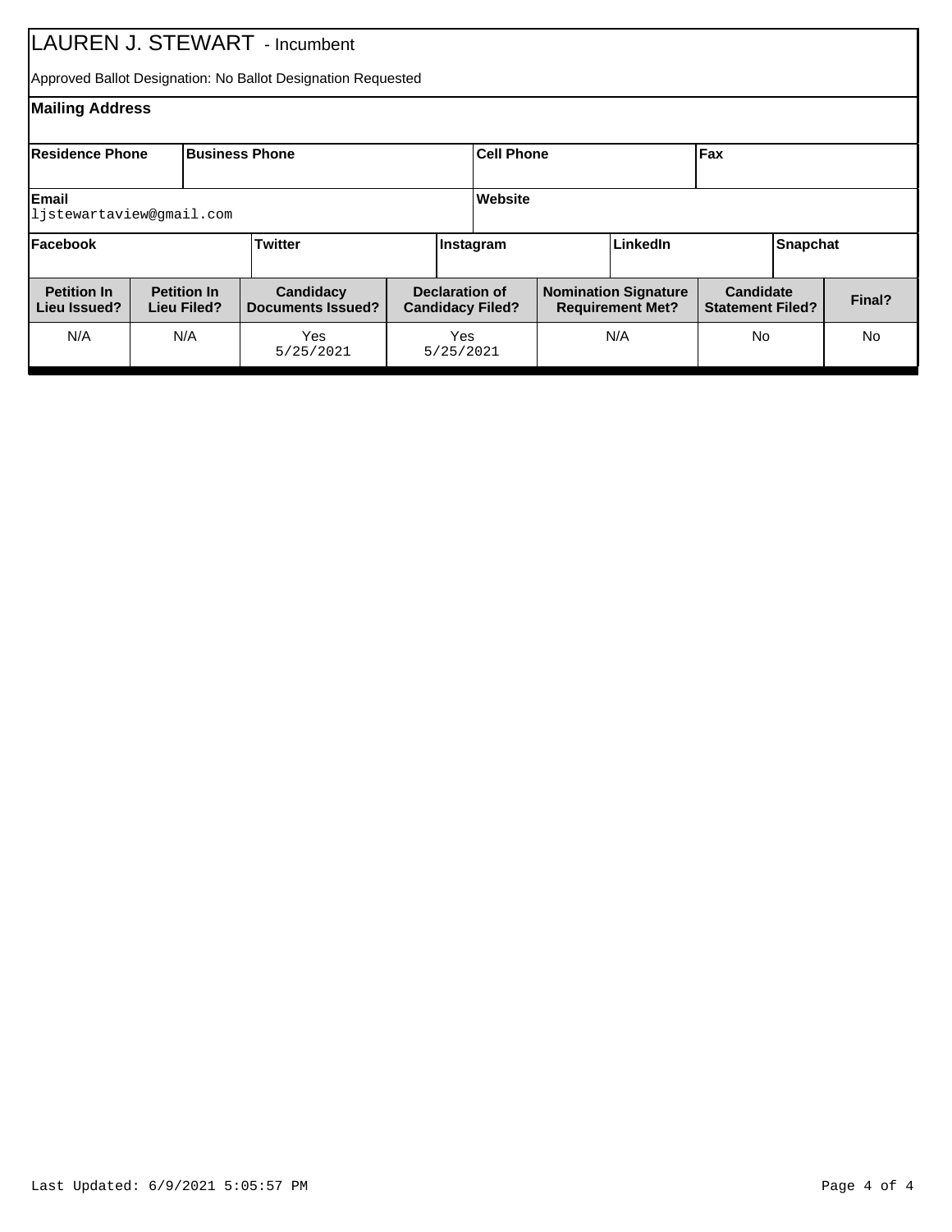## LAUREN J. STEWART - Incumbent

Approved Ballot Designation: No Ballot Designation Requested

**Mailing Address**

| Residence Phone | Business Phone | Cell Phone | Fax |
|---|---|---|---|
| | | | |

| Email | Website |
|---|---|
| ljstewartaview@gmail.com | |

| Facebook | Twitter | Instagram | LinkedIn | Snapchat |
|---|---|---|---|---|
| | | | | |

| Petition In Lieu Issued? | Petition In Lieu Filed? | Candidacy Documents Issued? | Declaration of Candidacy Filed? | Nomination Signature Requirement Met? | Candidate Statement Filed? | Final? |
|---|---|---|---|---|---|---|
| N/A | N/A | Yes 5/25/2021 | Yes 5/25/2021 | N/A | No | No |

Last Updated: 6/9/2021 5:05:57 PM